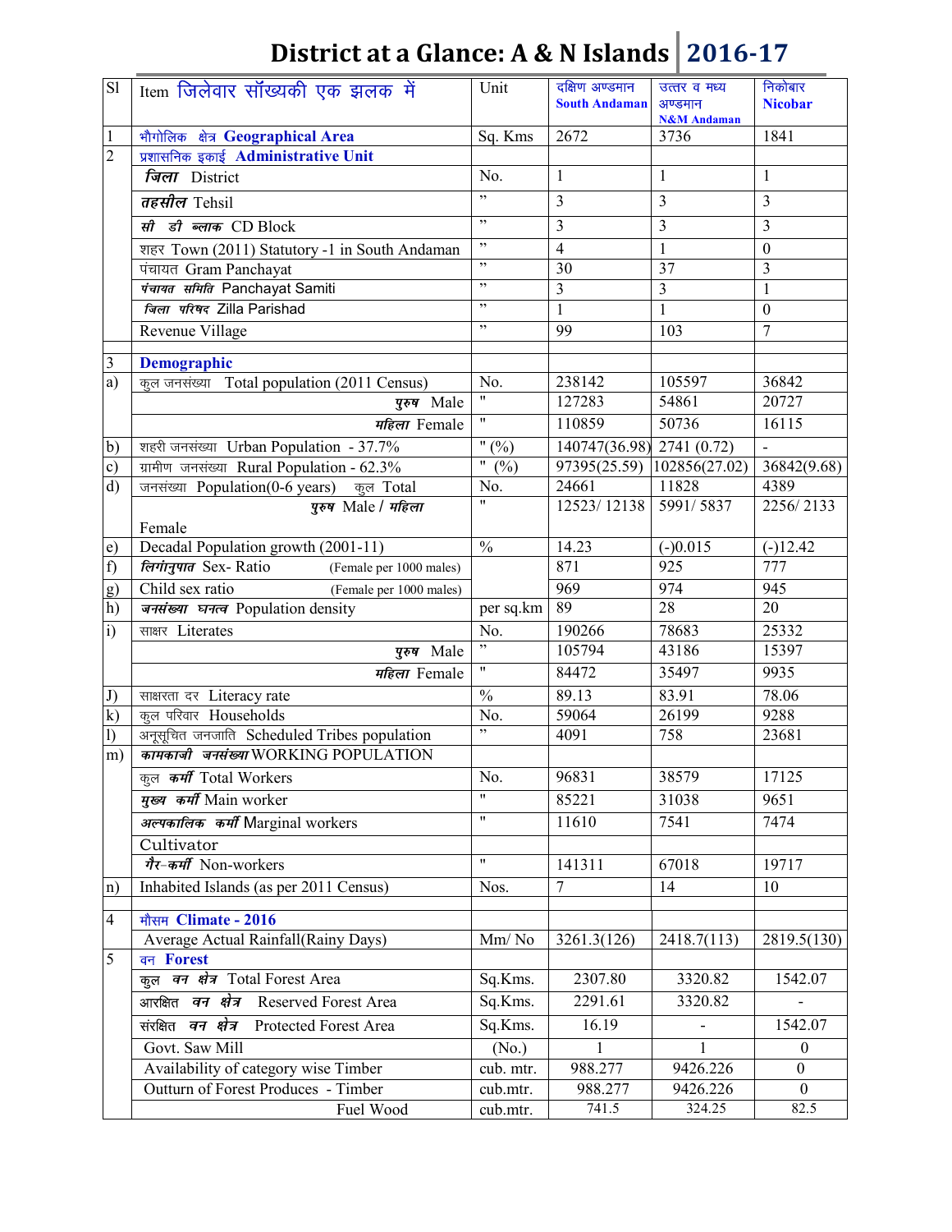# District at a Glance: A & N Islands 2016-17

| Sl | Item जिलेवार सॉख्यकी एक झलक में | Unit | दक्षिण अण्डमान South Andaman | उत्तर व मध्य अण्डमान N&M Andaman | निकोबार Nicobar |
|---|---|---|---|---|---|
| 1 | भौगोलिक क्षेत्र **Geographical Area** | Sq. Kms | 2672 | 3736 | 1841 |
| 2 | प्रशासनिक इकाई **Administrative Unit** | | | | |
| | *जिला* District | No. | 1 | 1 | 1 |
| | *तहसील* Tehsil | " | 3 | 3 | 3 |
| | *सी डी ब्लाक* CD Block | " | 3 | 3 | 3 |
| | शहर Town (2011) Statutory -1 in South Andaman | " | 4 | 1 | 0 |
| | पंचायत Gram Panchayat | " | 30 | 37 | 3 |
| | *पंचायत समिति* Panchayat Samiti | " | 3 | 3 | 1 |
| | *जिला परिषद* Zilla Parishad | " | 1 | 1 | 0 |
| | Revenue Village | " | 99 | 103 | 7 |
| | | | | | |
| 3 | **Demographic** | | | | |
| a) | कुल जनसंख्या Total population (2011 Census) | No. | 238142 | 105597 | 36842 |
| | *पुरुष* Male | " | 127283 | 54861 | 20727 |
| | *महिला* Female | " | 110859 | 50736 | 16115 |
| b) | शहरी जनसंख्या Urban Population - 37.7% | " (%) | 140747(36.98) | 2741 (0.72) | - |
| c) | ग्रामीण जनसंख्या Rural Population - 62.3% | " (%) | 97395(25.59) | 102856(27.02) | 36842(9.68) |
| d) | जनसंख्या Population(0-6 years) कुल Total | No. | 24661 | 11828 | 4389 |
| | *पुरुष* Male / *महिला* Female | " | 12523/ 12138 | 5991/ 5837 | 2256/ 2133 |
| e) | Decadal Population growth (2001-11) | % | 14.23 | (-)0.015 | (-)12.42 |
| f) | *लिगांनुपात* Sex- Ratio (Female per 1000 males) | | 871 | 925 | 777 |
| g) | Child sex ratio (Female per 1000 males) | | 969 | 974 | 945 |
| h) | *जनसंख्या घनत्व* Population density | per sq.km | 89 | 28 | 20 |
| i) | साक्षर Literates | No. | 190266 | 78683 | 25332 |
| | *पुरुष* Male | " | 105794 | 43186 | 15397 |
| | *महिला* Female | " | 84472 | 35497 | 9935 |
| J) | साक्षरता दर Literacy rate | % | 89.13 | 83.91 | 78.06 |
| k) | कुल परिवार Households | No. | 59064 | 26199 | 9288 |
| l) | अनूसूचित जनजाति Scheduled Tribes population | " | 4091 | 758 | 23681 |
| m) | *कामकाजी जनसंख्या* WORKING POPULATION | | | | |
| | कुल *कर्मी* Total Workers | No. | 96831 | 38579 | 17125 |
| | *मुख्य कर्मी* Main worker | " | 85221 | 31038 | 9651 |
| | *अल्पकालिक कर्मी* Marginal workers | " | 11610 | 7541 | 7474 |
| | Cultivator | | | | |
| | *गैर-कर्मी* Non-workers | " | 141311 | 67018 | 19717 |
| n) | Inhabited Islands (as per 2011 Census) | Nos. | 7 | 14 | 10 |
| | | | | | |
| 4 | मौसम **Climate - 2016** | | | | |
| | Average Actual Rainfall(Rainy Days) | Mm/ No | 3261.3(126) | 2418.7(113) | 2819.5(130) |
| 5 | वन **Forest** | | | | |
| | कुल *वन क्षेत्र* Total Forest Area | Sq.Kms. | 2307.80 | 3320.82 | 1542.07 |
| | आरक्षित *वन क्षेत्र* Reserved Forest Area | Sq.Kms. | 2291.61 | 3320.82 | - |
| | संरक्षित *वन क्षेत्र* Protected Forest Area | Sq.Kms. | 16.19 | - | 1542.07 |
| | Govt. Saw Mill | (No.) | 1 | 1 | 0 |
| | Availability of category wise Timber | cub. mtr. | 988.277 | 9426.226 | 0 |
| | Outturn of Forest Produces - Timber | cub.mtr. | 988.277 | 9426.226 | 0 |
| | Fuel Wood | cub.mtr. | 741.5 | 324.25 | 82.5 |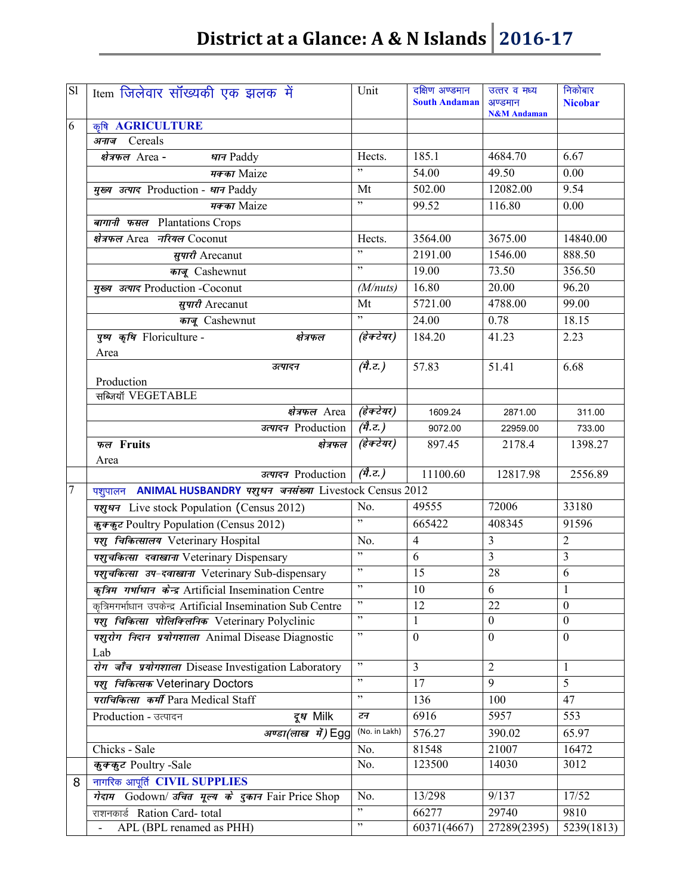# District at a Glance: A & N Islands 2016-17

| Sl | Item जिलेवार सॉख्यकी एक झलक में | Unit | दक्षिण अण्डमान South Andaman | उत्तर व मध्य अण्डमान N&M Andaman | निकोबार Nicobar |
|---|---|---|---|---|---|
| 6 | कृषि **AGRICULTURE** | | | | |
| | *अनाज* Cereals | | | | |
| | *क्षेत्रफल* Area - *धान* Paddy | Hects. | 185.1 | 4684.70 | 6.67 |
| | *मक्का* Maize | ” | 54.00 | 49.50 | 0.00 |
| | *मुख्य उत्पाद* Production - *धान* Paddy | Mt | 502.00 | 12082.00 | 9.54 |
| | *मक्का* Maize | ” | 99.52 | 116.80 | 0.00 |
| | *बागानी फसल* Plantations Crops | | | | |
| | *क्षेत्रफल* Area *नरियल* Coconut | Hects. | 3564.00 | 3675.00 | 14840.00 |
| | *सुपारी* Arecanut | ” | 2191.00 | 1546.00 | 888.50 |
| | *काजू* Cashewnut | ” | 19.00 | 73.50 | 356.50 |
| | *मुख्य उत्पाद* Production -Coconut | *(M/nuts)* | 16.80 | 20.00 | 96.20 |
| | *सुपारी* Arecanut | Mt | 5721.00 | 4788.00 | 99.00 |
| | *काजू* Cashewnut | ” | 24.00 | 0.78 | 18.15 |
| | *पुष्प कृषि* Floriculture - *क्षेत्रफल* Area | *(हेक्टेयर)* | 184.20 | 41.23 | 2.23 |
| | *उत्पादन* Production | *(मै.ट.)* | 57.83 | 51.41 | 6.68 |
| | सब्जियॉ VEGETABLE | | | | |
| | *क्षेत्रफल* Area | *(हेक्टेयर)* | 1609.24 | 2871.00 | 311.00 |
| | *उत्पादन* Production | *(मै.ट.)* | 9072.00 | 22959.00 | 733.00 |
| | *फल* **Fruits** *क्षेत्रफल* Area | *(हेक्टेयर)* | 897.45 | 2178.4 | 1398.27 |
| | *उत्पादन* Production | *(मै.ट.)* | 11100.60 | 12817.98 | 2556.89 |
| 7 | पशुपालन **ANIMAL HUSBANDRY** *पशुधन जनसंख्या* Livestock Census 2012 | | | | |
| | *पशुधन* Live stock Population (Census 2012) | No. | 49555 | 72006 | 33180 |
| | *कुक्कुट* Poultry Population (Census 2012) | ” | 665422 | 408345 | 91596 |
| | *पशु चिकित्सालय* Veterinary Hospital | No. | 4 | 3 | 2 |
| | *पशुचकित्सा दवाखाना* Veterinary Dispensary | ” | 6 | 3 | 3 |
| | *पशुचकित्सा उप-दवाखाना* Veterinary Sub-dispensary | ” | 15 | 28 | 6 |
| | *कृत्रिम गर्भाधान केन्द्र* Artificial Insemination Centre | ” | 10 | 6 | 1 |
| | कृत्रिमगर्भाधान उपकेन्द्र Artificial Insemination Sub Centre | ” | 12 | 22 | 0 |
| | *पशु चिकित्सा पोलिक्लिनिक* Veterinary Polyclinic | ” | 1 | 0 | 0 |
| | *पशुरोग निदान प्रयोगशाला* Animal Disease Diagnostic Lab | ” | 0 | 0 | 0 |
| | *रोग जाँच प्रयोगशाला* Disease Investigation Laboratory | ” | 3 | 2 | 1 |
| | *पशु चिकित्सक* Veterinary Doctors | ” | 17 | 9 | 5 |
| | *पराचिकित्सा कर्मी* Para Medical Staff | ” | 136 | 100 | 47 |
| | Production - उत्पादन *दूध* Milk | *टन* | 6916 | 5957 | 553 |
| | *अण्डा(लाख में)* Egg | (No. in Lakh) | 576.27 | 390.02 | 65.97 |
| | Chicks - Sale | No. | 81548 | 21007 | 16472 |
| | *कुक्कुट* Poultry -Sale | No. | 123500 | 14030 | 3012 |
| 8 | नागरिक आपूर्ति **CIVIL SUPPLIES** | | | | |
| | *गेदाम* Godown/ *उचित मूल्य के दुकान* Fair Price Shop | No. | 13/298 | 9/137 | 17/52 |
| | राशनकार्ड Ration Card- total | ” | 66277 | 29740 | 9810 |
| | - APL (BPL renamed as PHH) | ” | 60371(4667) | 27289(2395) | 5239(1813) |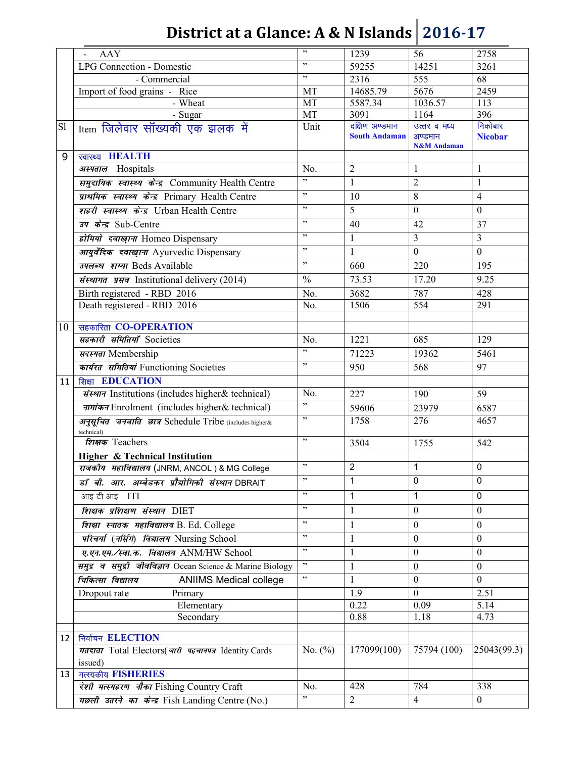# District at a Glance: A & N Islands 2016-17

| Sl | Item जिलेवार सॉख्यकी एक झलक में | Unit | दक्षिण अण्डमान South Andaman | उत्तर व मध्य अण्डमान N&M Andaman | निकोबार Nicobar |
|---|---|---|---|---|---|
| | - AAY | ” | 1239 | 56 | 2758 |
| | LPG Connection - Domestic | ” | 59255 | 14251 | 3261 |
| | - Commercial | ” | 2316 | 555 | 68 |
| | Import of food grains - Rice | MT | 14685.79 | 5676 | 2459 |
| | - Wheat | MT | 5587.34 | 1036.57 | 113 |
| | - Sugar | MT | 3091 | 1164 | 396 |
| 9 | स्वास्थ्य **HEALTH** | | | | |
| | *अस्पताल* Hospitals | No. | 2 | 1 | 1 |
| | *समुदायिक स्वास्थ्य केन्द्र* Community Health Centre | ” | 1 | 2 | 1 |
| | *प्राथमिक स्वास्थ्य केन्द्र* Primary Health Centre | ” | 10 | 8 | 4 |
| | *शहरी स्वास्थ्य केन्द्र* Urban Health Centre | ” | 5 | 0 | 0 |
| | *उप केन्द्र* Sub-Centre | ” | 40 | 42 | 37 |
| | *होमियो दवाखाना* Homeo Dispensary | ” | 1 | 3 | 3 |
| | *आयुर्वेदिक दवाखाना* Ayurvedic Dispensary | ” | 1 | 0 | 0 |
| | *उपलब्ध शय्या* Beds Available | ” | 660 | 220 | 195 |
| | *संस्थागत प्रसव* Institutional delivery (2014) | % | 73.53 | 17.20 | 9.25 |
| | Birth registered - RBD 2016 | No. | 3682 | 787 | 428 |
| | Death registered - RBD 2016 | No. | 1506 | 554 | 291 |
| | | | | | |
| 10 | सहकारिता **CO-OPERATION** | | | | |
| | *सहकारी समितियाँ* Societies | No. | 1221 | 685 | 129 |
| | *सदस्यता* Membership | ” | 71223 | 19362 | 5461 |
| | *कार्यरत समितियां* Functioning Societies | ” | 950 | 568 | 97 |
| 11 | शिक्षा **EDUCATION** | | | | |
| | *संस्थान* Institutions (includes higher& technical) | No. | 227 | 190 | 59 |
| | *नामांकन* Enrolment (includes higher& technical) | ” | 59606 | 23979 | 6587 |
| | *अनुसूचित जनजाति छात्र* Schedule Tribe (includes higher& technical) | ” | 1758 | 276 | 4657 |
| | *शिक्षक* Teachers | ” | 3504 | 1755 | 542 |
| | **Higher & Technical Institution** | | | | |
| | *राजकीय महाविद्यालय* (JNRM, ANCOL ) & MG College | ” | 2 | 1 | 0 |
| | *डॉ बी. आर. अम्बेडकर प्रौद्योगिकी संस्थान* DBRAIT | ” | 1 | 0 | 0 |
| | आइ टी आइ ITI | ” | 1 | 1 | 0 |
| | *शिक्षक प्रशिक्षण संस्थान* DIET | ” | 1 | 0 | 0 |
| | *शिक्षा स्नातक महाविद्यालय* B. Ed. College | ” | 1 | 0 | 0 |
| | *परिचर्या (नर्सिंग) विद्यालय* Nursing School | ” | 1 | 0 | 0 |
| | *ए.एन.एम./स्वा.क. विद्यालय* ANM/HW School | ” | 1 | 0 | 0 |
| | *समुद्र व समुद्री जीवविज्ञान* Ocean Science & Marine Biology | ” | 1 | 0 | 0 |
| | *चिकित्सा विद्यालय* ANIIMS Medical college | “ | 1 | 0 | 0 |
| | Dropout rate Primary | | 1.9 | 0 | 2.51 |
| | Elementary | | 0.22 | 0.09 | 5.14 |
| | Secondary | | 0.88 | 1.18 | 4.73 |
| | | | | | |
| 12 | निर्वाचन **ELECTION** | | | | |
| | *मतदाता* Total Electors( *जारी पहचानपत्र* Identity Cards issued) | No. (%) | 177099(100) | 75794 (100) | 25043(99.3) |
| 13 | मत्स्यकीय **FISHERIES** | | | | |
| | *देशी मत्स्यहरण नौका* Fishing Country Craft | No. | 428 | 784 | 338 |
| | *मछली उतरने का केन्द्र* Fish Landing Centre (No.) | ” | 2 | 4 | 0 |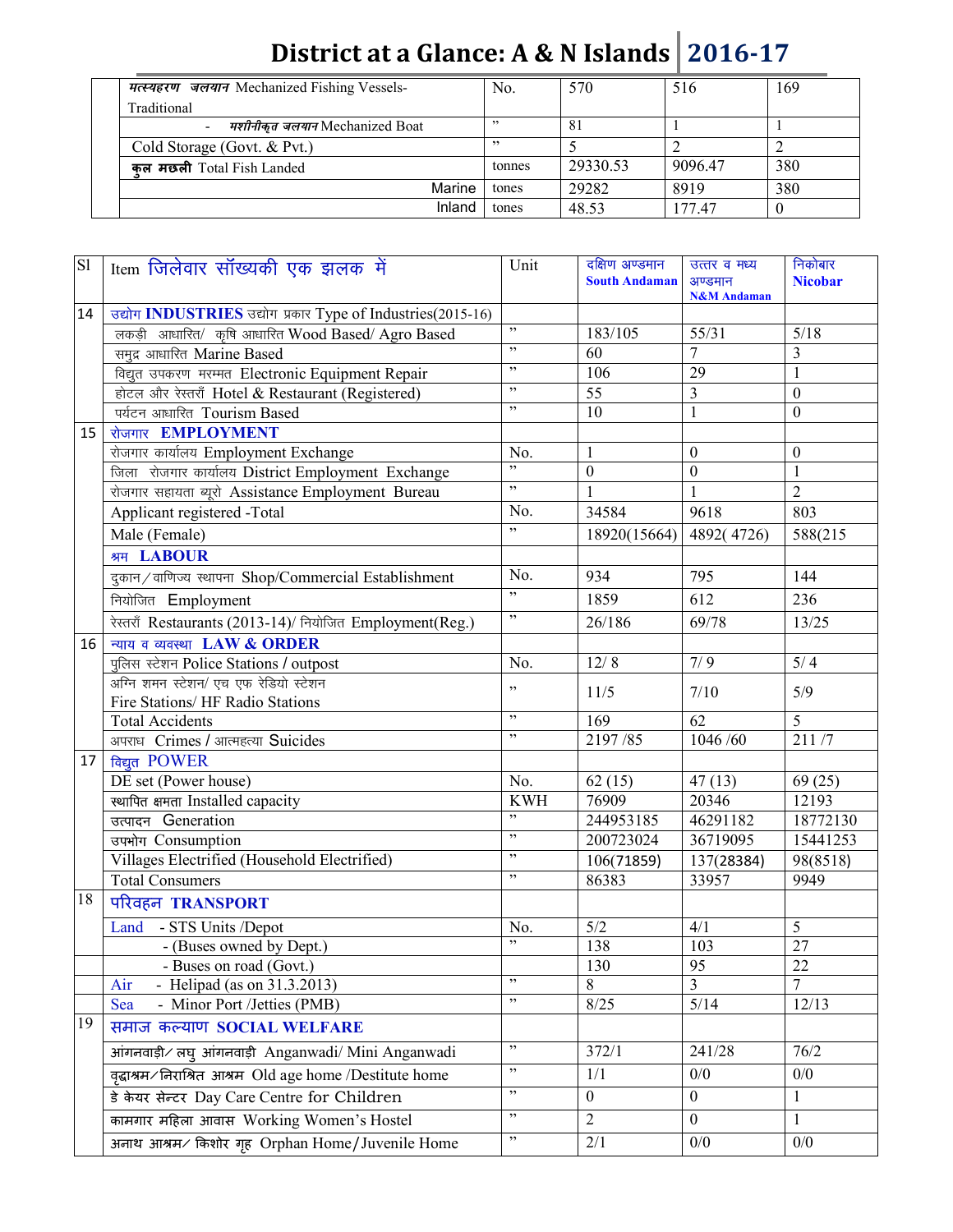# District at a Glance: A & N Islands 2016-17

| | | | | |
|---|---|---|---|---|
| ***मत्स्यहरण जलयान*** Mechanized Fishing Vessels-Traditional | No. | 570 | 516 | 169 |
| - ***मशीनीकृत जलयान*** Mechanized Boat | " | 81 | 1 | 1 |
| Cold Storage (Govt. & Pvt.) | " | 5 | 2 | 2 |
| **कुल मछली** Total Fish Landed | tonnes | 29330.53 | 9096.47 | 380 |
| Marine | tones | 29282 | 8919 | 380 |
| Inland | tones | 48.53 | 177.47 | 0 |

| Sl | Item जिलेवार सॉख्यकी एक झलक में | Unit | दक्षिण अण्डमान **South Andaman** | उत्तर व मध्य अण्डमान **N&M Andaman** | निकोबार **Nicobar** |
|---|---|---|---|---|---|
| 14 | उद्योग **INDUSTRIES** उद्योग प्रकार Type of Industries(2015-16) | | | | |
| | लकड़ी आधारित/ कृषि आधारित Wood Based/ Agro Based | " | 183/105 | 55/31 | 5/18 |
| | समुद्र आधारित Marine Based | " | 60 | 7 | 3 |
| | विद्युत उपकरण मरम्मत Electronic Equipment Repair | " | 106 | 29 | 1 |
| | होटल और रेस्तराँ Hotel & Restaurant (Registered) | " | 55 | 3 | 0 |
| | पर्यटन आधारित Tourism Based | " | 10 | 1 | 0 |
| 15 | रोजगार **EMPLOYMENT** | | | | |
| | रोजगार कार्यालय Employment Exchange | No. | 1 | 0 | 0 |
| | जिला रोजगार कार्यालय District Employment Exchange | " | 0 | 0 | 1 |
| | रोजगार सहायता ब्यूरो Assistance Employment Bureau | " | 1 | 1 | 2 |
| | Applicant registered -Total | No. | 34584 | 9618 | 803 |
| | Male (Female) | " | 18920(15664) | 4892( 4726) | 588(215 |
| | श्रम **LABOUR** | | | | |
| | दुकान/वाणिज्य स्थापना Shop/Commercial Establishment | No. | 934 | 795 | 144 |
| | नियोजित Employment | " | 1859 | 612 | 236 |
| | रेस्तराँ Restaurants (2013-14)/ नियोजित Employment(Reg.) | " | 26/186 | 69/78 | 13/25 |
| 16 | न्याय व व्यवस्था **LAW & ORDER** | | | | |
| | पुलिस स्टेशन Police Stations / outpost | No. | 12/ 8 | 7/ 9 | 5/ 4 |
| | अग्नि शमन स्टेशन/ एच एफ रेडियो स्टेशन Fire Stations/ HF Radio Stations | " | 11/5 | 7/10 | 5/9 |
| | Total Accidents | " | 169 | 62 | 5 |
| | अपराध Crimes / आत्महत्या Suicides | " | 2197 /85 | 1046 /60 | 211 /7 |
| 17 | विद्युत POWER | | | | |
| | DE set (Power house) | No. | 62 (15) | 47 (13) | 69 (25) |
| | स्थापित क्षमता Installed capacity | KWH | 76909 | 20346 | 12193 |
| | उत्पादन Generation | " | 244953185 | 46291182 | 18772130 |
| | उपभोग Consumption | " | 200723024 | 36719095 | 15441253 |
| | Villages Electrified (Household Electrified) | " | 106(71859) | 137(28384) | 98(8518) |
| | Total Consumers | " | 86383 | 33957 | 9949 |
| 18 | परिवहन **TRANSPORT** | | | | |
| | Land - STS Units /Depot | No. | 5/2 | 4/1 | 5 |
| | - (Buses owned by Dept.) | " | 138 | 103 | 27 |
| | - Buses on road (Govt.) | | 130 | 95 | 22 |
| | Air - Helipad (as on 31.3.2013) | " | 8 | 3 | 7 |
| | Sea - Minor Port /Jetties (PMB) | " | 8/25 | 5/14 | 12/13 |
| 19 | समाज कल्याण **SOCIAL WELFARE** | | | | |
| | आंगनवाड़ी/ लघु आंगनवाड़ी Anganwadi/ Mini Anganwadi | " | 372/1 | 241/28 | 76/2 |
| | वृद्धाश्रम/निराश्रित आश्रम Old age home /Destitute home | " | 1/1 | 0/0 | 0/0 |
| | डे केयर सेन्टर Day Care Centre for Children | " | 0 | 0 | 1 |
| | कामगार महिला आवास Working Women's Hostel | " | 2 | 0 | 1 |
| | अनाथ आश्रम/ किशोर गृह Orphan Home/Juvenile Home | " | 2/1 | 0/0 | 0/0 |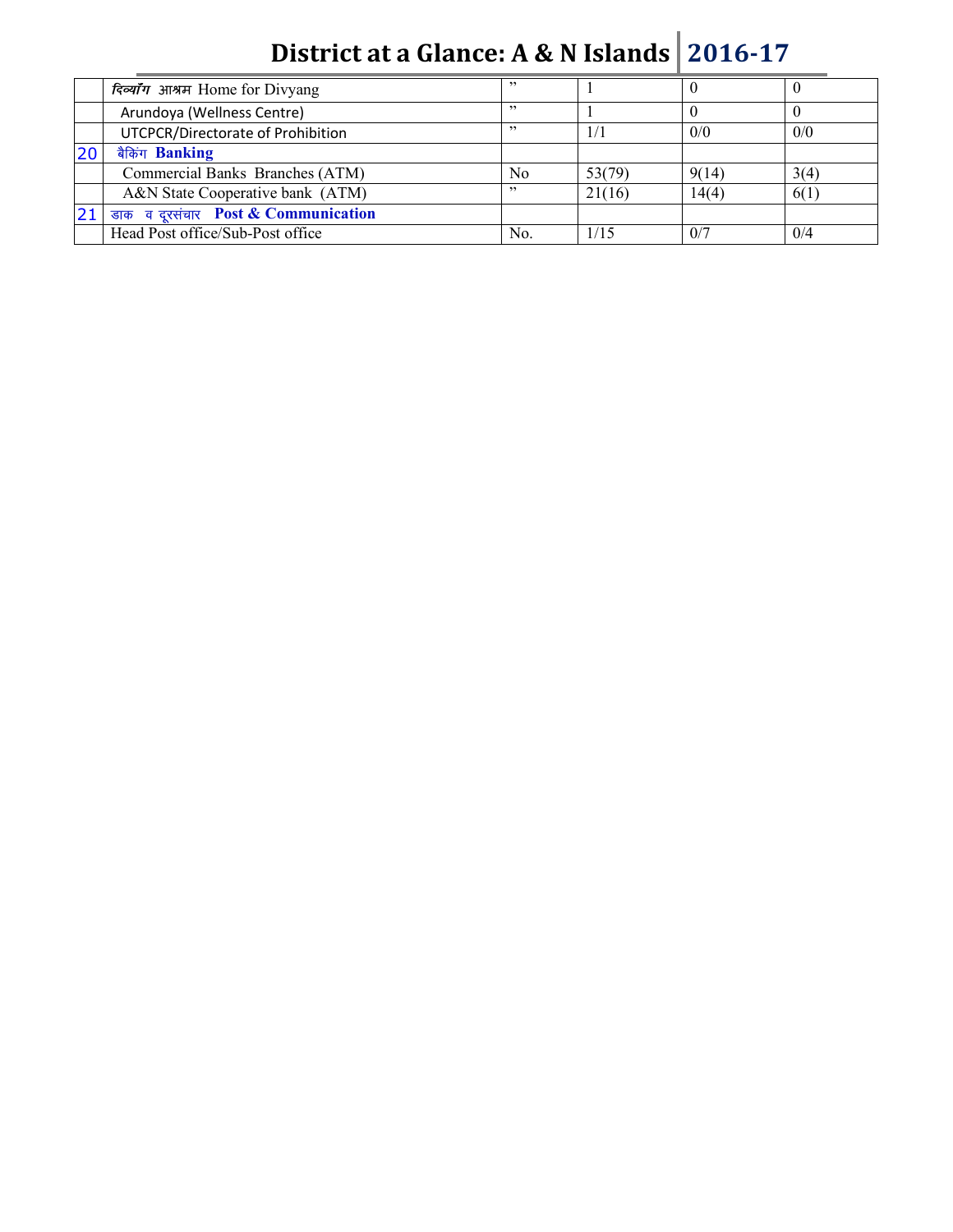# District at a Glance: A & N Islands 2016-17

| | | | | | |
|---|---|---|---|---|---|
| | *दिव्याँग* आश्रम Home for Divyang | ” | 1 | 0 | 0 |
| | Arundoya (Wellness Centre) | ” | 1 | 0 | 0 |
| | UTCPCR/Directorate of Prohibition | ” | 1/1 | 0/0 | 0/0 |
| 20 | बैंकिंग **Banking** | | | | |
| | Commercial Banks Branches (ATM) | No | 53(79) | 9(14) | 3(4) |
| | A&N State Cooperative bank (ATM) | ” | 21(16) | 14(4) | 6(1) |
| 21 | डाक व दूरसंचार **Post & Communication** | | | | |
| | Head Post office/Sub-Post office | No. | 1/15 | 0/7 | 0/4 |